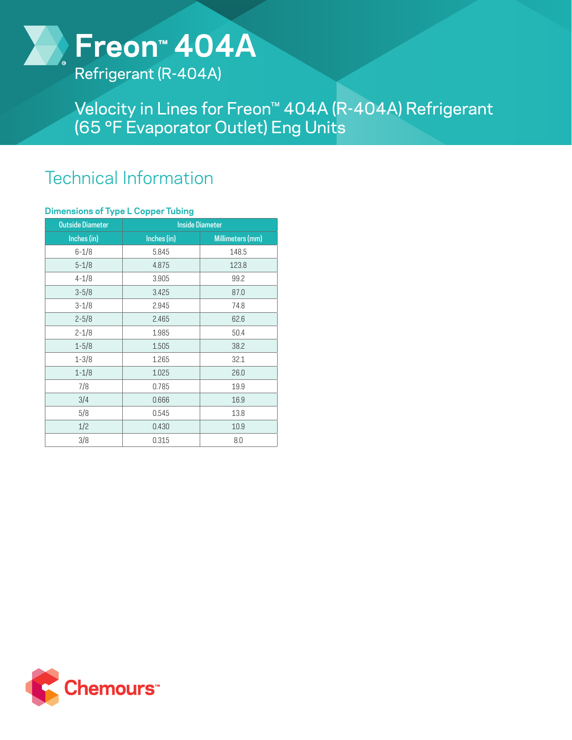# Freon™ 404A

Refrigerant (R-404A)

## Velocity in Lines for Freon™ 404A (R-404A) Refrigerant (65 °F Evaporator Outlet) Eng Units

## Technical Information

### Dimensions of Type L Copper Tubing

| Outside Diameter | Inside Diameter | |
|---|---|---|
| Inches (in) | Inches (in) | Millimeters (mm) |
| 6-1/8 | 5.845 | 148.5 |
| 5-1/8 | 4.875 | 123.8 |
| 4-1/8 | 3.905 | 99.2 |
| 3-5/8 | 3.425 | 87.0 |
| 3-1/8 | 2.945 | 74.8 |
| 2-5/8 | 2.465 | 62.6 |
| 2-1/8 | 1.985 | 50.4 |
| 1-5/8 | 1.505 | 38.2 |
| 1-3/8 | 1.265 | 32.1 |
| 1-1/8 | 1.025 | 26.0 |
| 7/8 | 0.785 | 19.9 |
| 3/4 | 0.666 | 16.9 |
| 5/8 | 0.545 | 13.8 |
| 1/2 | 0.430 | 10.9 |
| 3/8 | 0.315 | 8.0 |

Chemours™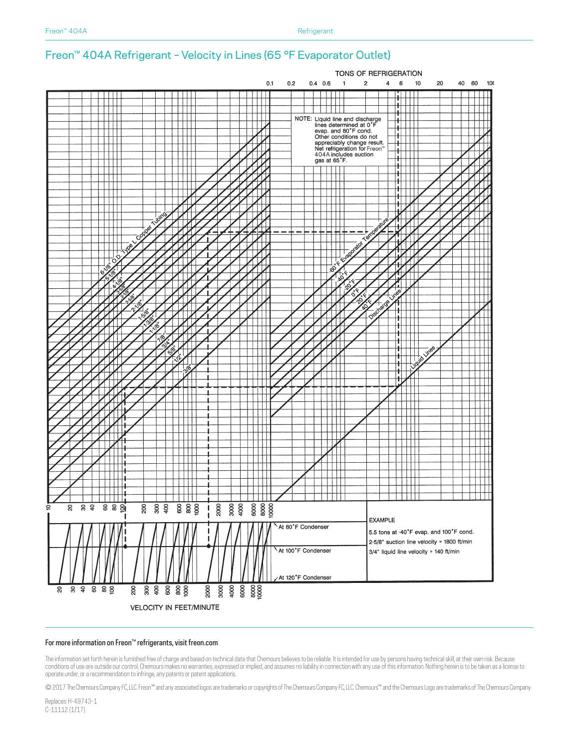## Freon™ 404A Refrigerant – Velocity in Lines (65 °F Evaporator Outlet)

TONS OF REFRIGERATION

0.1 0.2 0.4 0.6 1 2 4 6 10 20 40 60 100

NOTE: Liquid line and discharge lines determined at 0 °F evap. and 80 °F cond. Other conditions do not appreciably change result. Net refrigeration for Freon™ 404A includes suction gas at 65 °F.

6-1/8" O.D. Type L Copper Tubing

5-1/8"

4-1/8"

3-5/8"

3-1/8"

2-5/8"

2-1/8"

1-5/8"

1-3/8"

1-1/8"

7/8"

3/4"

5/8"

1/2"

3/8"

-60 °F Evaporator Temperature

-40 °F

-20 °F

0 °F

20 °F

40 °F

Discharge Lines

Liquid Lines

10 20 30 40 60 80 100 200 300 400 600 800 1000 2000 3000 4000 6000 8000 10000

At 80 °F Condenser

At 100 °F Condenser

At 120 °F Condenser

20 30 40 60 80 100 200 300 400 600 800 1000 2000 3000 4000 6000 8000 10000

VELOCITY IN FEET/MINUTE

EXAMPLE

5.5 tons at -40 °F evap. and 100 °F cond.

2-5/8" suction line velocity = 1800 ft/min

3/4" liquid line velocity = 140 ft/min

For more information on Freon™ refrigerants, visit freon.com

The information set forth herein is furnished free of charge and based on technical data that Chemours believes to be reliable. It is intended for use by persons having technical skill, at their own risk. Because conditions of use are outside our control, Chemours makes no warranties, expressed or implied, and assumes no liability in connection with any use of this information. Nothing herein is to be taken as a license to operate under, or a recommendation to infringe, any patents or patent applications.

© 2017 The Chemours Company FC, LLC. Freon™ and any associated logos are trademarks or copyrights of The Chemours Company FC, LLC. Chemours™ and the Chemours Logo are trademarks of The Chemours Company.

Replaces: H-49743-1

C-11112 (1/17)